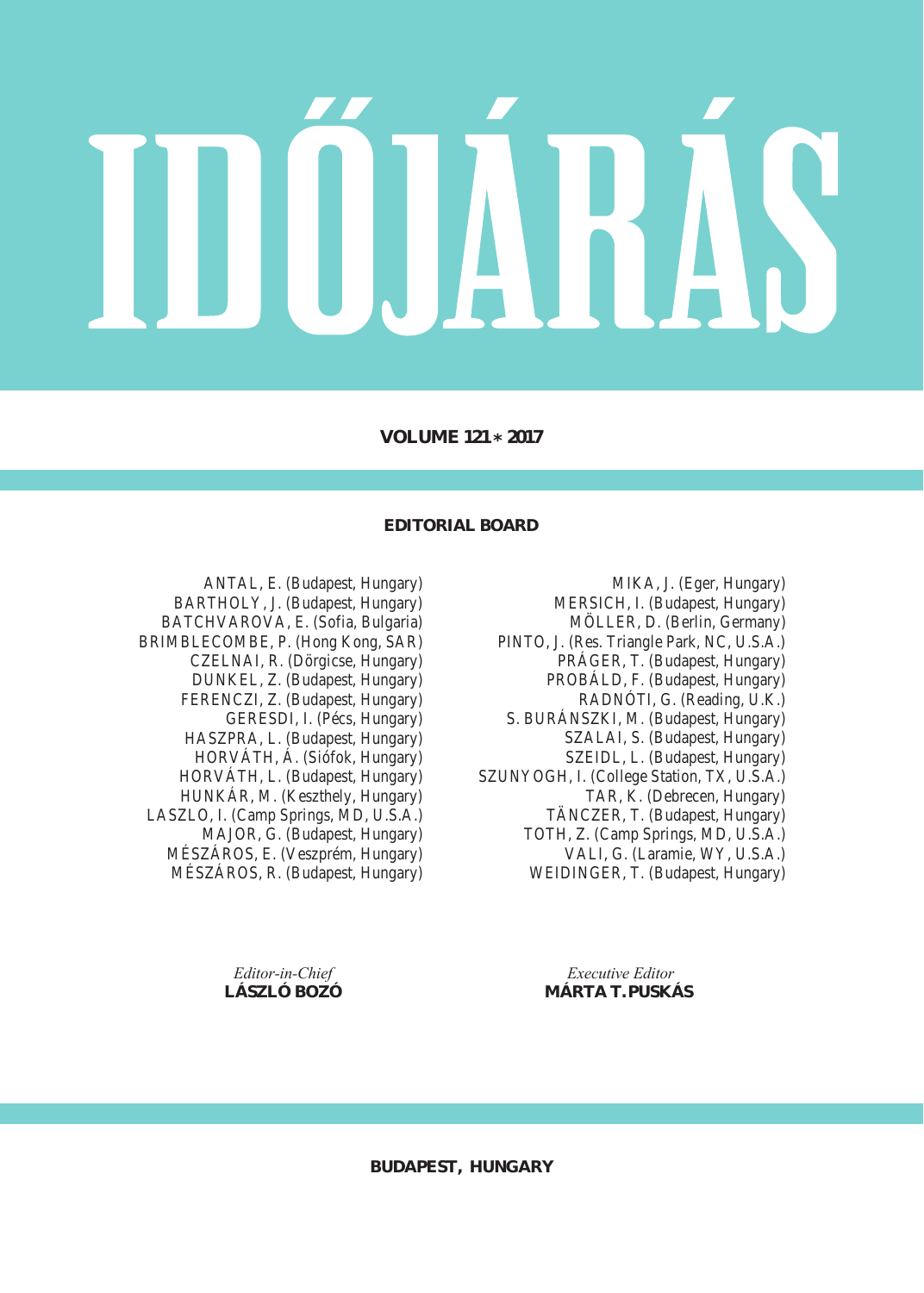# IDŐJÁRÁS

**VOLUME 121 * 2017**

## EDITORIAL BOARD

ANTAL, E. (Budapest, Hungary)
BARTHOLY, J. (Budapest, Hungary)
BATCHVAROVA, E. (Sofia, Bulgaria)
BRIMBLECOMBE, P. (Hong Kong, SAR)
CZELNAI, R. (Dörgicse, Hungary)
DUNKEL, Z. (Budapest, Hungary)
FERENCZI, Z. (Budapest, Hungary)
GERESDI, I. (Pécs, Hungary)
HASZPRA, L. (Budapest, Hungary)
HORVÁTH, Á. (Siófok, Hungary)
HORVÁTH, L. (Budapest, Hungary)
HUNKÁR, M. (Keszthely, Hungary)
LASZLO, I. (Camp Springs, MD, U.S.A.)
MAJOR, G. (Budapest, Hungary)
MÉSZÁROS, E. (Veszprém, Hungary)
MÉSZÁROS, R. (Budapest, Hungary)
MIKA, J. (Eger, Hungary)
MERSICH, I. (Budapest, Hungary)
MÖLLER, D. (Berlin, Germany)
PINTO, J. (Res. Triangle Park, NC, U.S.A.)
PRÁGER, T. (Budapest, Hungary)
PROBÁLD, F. (Budapest, Hungary)
RADNÓTI, G. (Reading, U.K.)
S. BURÁNSZKI, M. (Budapest, Hungary)
SZALAI, S. (Budapest, Hungary)
SZEIDL, L. (Budapest, Hungary)
SZUNYOGH, I. (College Station, TX, U.S.A.)
TAR, K. (Debrecen, Hungary)
TÄNCZER, T. (Budapest, Hungary)
TOTH, Z. (Camp Springs, MD, U.S.A.)
VALI, G. (Laramie, WY, U.S.A.)
WEIDINGER, T. (Budapest, Hungary)

*Editor-in-Chief*
**LÁSZLÓ BOZÓ**

*Executive Editor*
**MÁRTA T. PUSKÁS**

**BUDAPEST, HUNGARY**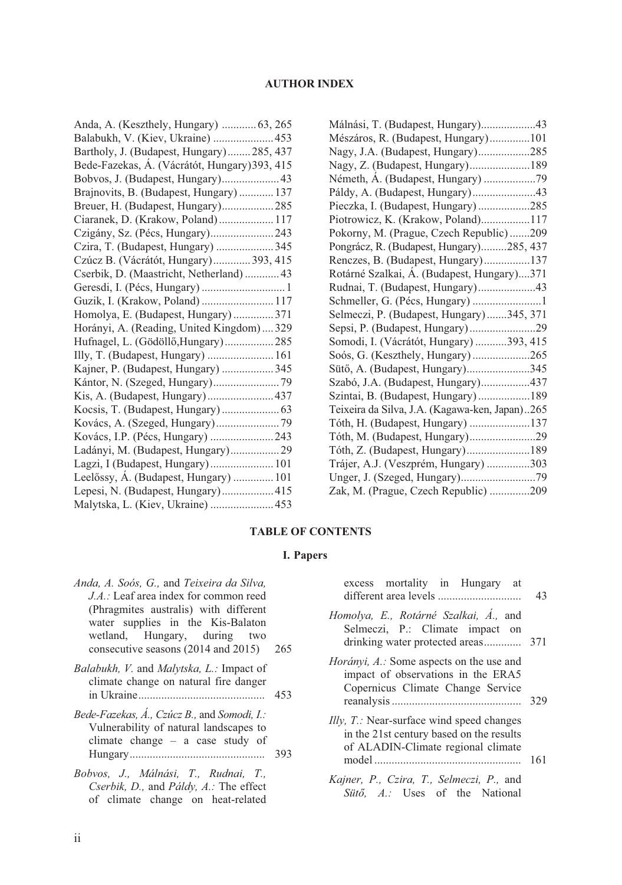## AUTHOR INDEX

Anda, A. (Keszthely, Hungary) ............ 63, 265
Balabukh, V. (Kiev, Ukraine) ..................... 453
Bartholy, J. (Budapest, Hungary)........ 285, 437
Bede-Fazekas, Á. (Vácrátót, Hungary)393, 415
Bobvos, J. (Budapest, Hungary).................... 43
Brajnovits, B. (Budapest, Hungary) ............ 137
Breuer, H. (Budapest, Hungary).................. 285
Ciaranek, D. (Krakow, Poland).................. 117
Czigány, Sz. (Pécs, Hungary)...................... 243
Czira, T. (Budapest, Hungary) .................... 345
Czúcz B. (Vácrátót, Hungary)............. 393, 415
Cserbik, D. (Maastricht, Netherland) ............ 43
Geresdi, I. (Pécs, Hungary) ............................. 1
Guzik, I. (Krakow, Poland) ......................... 117
Homolya, E. (Budapest, Hungary).............. 371
Horányi, A. (Reading, United Kingdom).... 329
Hufnagel, L. (Gödöllő,Hungary)................. 285
Illy, T. (Budapest, Hungary) ....................... 161
Kajner, P. (Budapest, Hungary) .................. 345
Kántor, N. (Szeged, Hungary)....................... 79
Kis, A. (Budapest, Hungary)....................... 437
Kocsis, T. (Budapest, Hungary) .................... 63
Kovács, A. (Szeged, Hungary)...................... 79
Kovács, I.P. (Pécs, Hungary) ...................... 243
Ladányi, M. (Budapest, Hungary)................. 29
Lagzi, I (Budapest, Hungary)...................... 101
Leelőssy, Á. (Budapest, Hungary) ............. 101
Lepesi, N. (Budapest, Hungary).................. 415
Malytska, L. (Kiev, Ukraine) ...................... 453
Málnási, T. (Budapest, Hungary)...................43
Mészáros, R. (Budapest, Hungary)..............101
Nagy, J.A. (Budapest, Hungary)..................285
Nagy, Z. (Budapest, Hungary).....................189
Németh, Á. (Budapest, Hungary) ..................79
Páldy, A. (Budapest, Hungary)......................43
Pieczka, I. (Budapest, Hungary) ..................285
Piotrowicz, K. (Krakow, Poland).................117
Pokorny, M. (Prague, Czech Republic) .......209
Pongrácz, R. (Budapest, Hungary).........285, 437
Renczes, B. (Budapest, Hungary)................137
Rotárné Szalkai, Á. (Budapest, Hungary)....371
Rudnai, T. (Budapest, Hungary)....................43
Schmeller, G. (Pécs, Hungary) ........................1
Selmeczi, P. (Budapest, Hungary).......345, 371
Sepsi, P. (Budapest, Hungary).......................29
Somodi, I. (Vácrátót, Hungary) ...........393, 415
Soós, G. (Keszthely, Hungary) ....................265
Sütő, A. (Budapest, Hungary)......................345
Szabó, J.A. (Budapest, Hungary).................437
Szintai, B. (Budapest, Hungary) ..................189
Teixeira da Silva, J.A. (Kagawa-ken, Japan)..265
Tóth, H. (Budapest, Hungary) .....................137
Tóth, M. (Budapest, Hungary).......................29
Tóth, Z. (Budapest, Hungary)......................189
Trájer, A.J. (Veszprém, Hungary) ...............303
Unger, J. (Szeged, Hungary)..........................79
Zak, M. (Prague, Czech Republic) ..............209

## TABLE OF CONTENTS

### I. Papers

*Anda, A. Soós, G.,* and *Teixeira da Silva, J.A.:* Leaf area index for common reed (Phragmites australis) with different water supplies in the Kis-Balaton wetland, Hungary, during two consecutive seasons (2014 and 2015) 265

*Balabukh, V.* and *Malytska, L.:* Impact of climate change on natural fire danger in Ukraine........................................... 453

*Bede-Fazekas, Á., Czúcz B.,* and *Somodi, I.:* Vulnerability of natural landscapes to climate change – a case study of Hungary............................................... 393

*Bobvos, J., Málnási, T., Rudnai, T., Cserbik, D.,* and *Páldy, A.:* The effect of climate change on heat-related excess mortality in Hungary at different area levels ............................ 43

*Homolya, E., Rotárné Szalkai, Á.,* and Selmeczi, P.: Climate impact on drinking water protected areas............. 371

*Horányi, A.:* Some aspects on the use and impact of observations in the ERA5 Copernicus Climate Change Service reanalysis ............................................ 329

*Illy, T.:* Near-surface wind speed changes in the 21st century based on the results of ALADIN-Climate regional climate model .................................................. 161

*Kajner, P., Czira, T., Selmeczi, P.,* and *Sütő, A.:* Uses of the National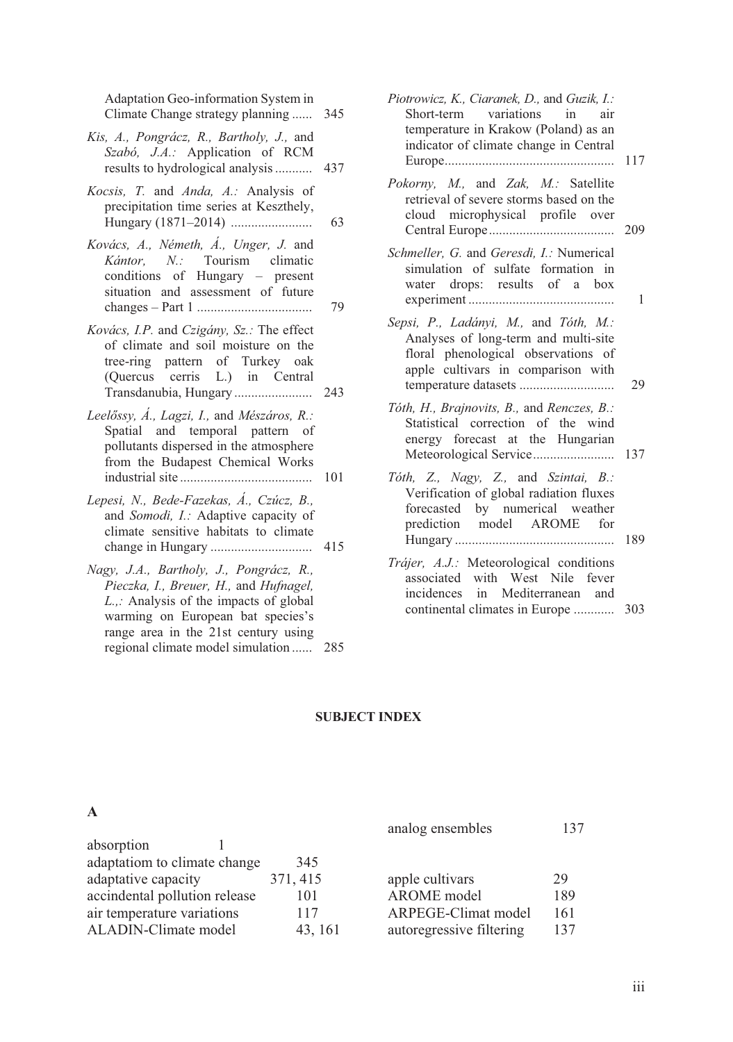Adaptation Geo-information System in Climate Change strategy planning ...... 345

*Kis, A., Pongrácz, R., Bartholy, J.,* and *Szabó, J.A.:* Application of RCM results to hydrological analysis ........... 437

*Kocsis, T.* and *Anda, A.:* Analysis of precipitation time series at Keszthely, Hungary (1871–2014) ........................ 63

*Kovács, A., Németh, Á., Unger, J.* and *Kántor, N.:* Tourism climatic conditions of Hungary – present situation and assessment of future changes – Part 1 .................................. 79

*Kovács, I.P.* and *Czigány, Sz.:* The effect of climate and soil moisture on the tree-ring pattern of Turkey oak (Quercus cerris L.) in Central Transdanubia, Hungary ....................... 243

*Leelőssy, Á., Lagzi, I.,* and *Mészáros, R.:* Spatial and temporal pattern of pollutants dispersed in the atmosphere from the Budapest Chemical Works industrial site ....................................... 101

*Lepesi, N., Bede-Fazekas, Á., Czúcz, B.,* and *Somodi, I.:* Adaptive capacity of climate sensitive habitats to climate change in Hungary ............................. 415

*Nagy, J.A., Bartholy, J., Pongrácz, R., Pieczka, I., Breuer, H.,* and *Hufnagel, L.,:* Analysis of the impacts of global warming on European bat species's range area in the 21st century using regional climate model simulation ...... 285

*Piotrowicz, K., Ciaranek, D.,* and *Guzik, I.:* Short-term variations in air temperature in Krakow (Poland) as an indicator of climate change in Central Europe.................................................. 117

*Pokorny, M.,* and *Zak, M.:* Satellite retrieval of severe storms based on the cloud microphysical profile over Central Europe..................................... 209

*Schmeller, G.* and *Geresdi, I.:* Numerical simulation of sulfate formation in water drops: results of a box experiment ........................................... 1

*Sepsi, P., Ladányi, M.,* and *Tóth, M.:* Analyses of long-term and multi-site floral phenological observations of apple cultivars in comparison with temperature datasets ............................ 29

*Tóth, H., Brajnovits, B.,* and *Renczes, B.:* Statistical correction of the wind energy forecast at the Hungarian Meteorological Service........................ 137

*Tóth, Z., Nagy, Z.,* and *Szintai, B.:* Verification of global radiation fluxes forecasted by numerical weather prediction model AROME for Hungary ............................................... 189

*Trájer, A.J.:* Meteorological conditions associated with West Nile fever incidences in Mediterranean and continental climates in Europe ............ 303

**SUBJECT INDEX**

**A**

| | |
|---|---|
| absorption | 1 |
| adaptatiom to climate change | 345 |
| adaptative capacity | 371, 415 |
| accindental pollution release | 101 |
| air temperature variations | 117 |
| ALADIN-Climate model | 43, 161 |
| analog ensembles | 137 |
| apple cultivars | 29 |
| AROME model | 189 |
| ARPEGE-Climat model | 161 |
| autoregressive filtering | 137 |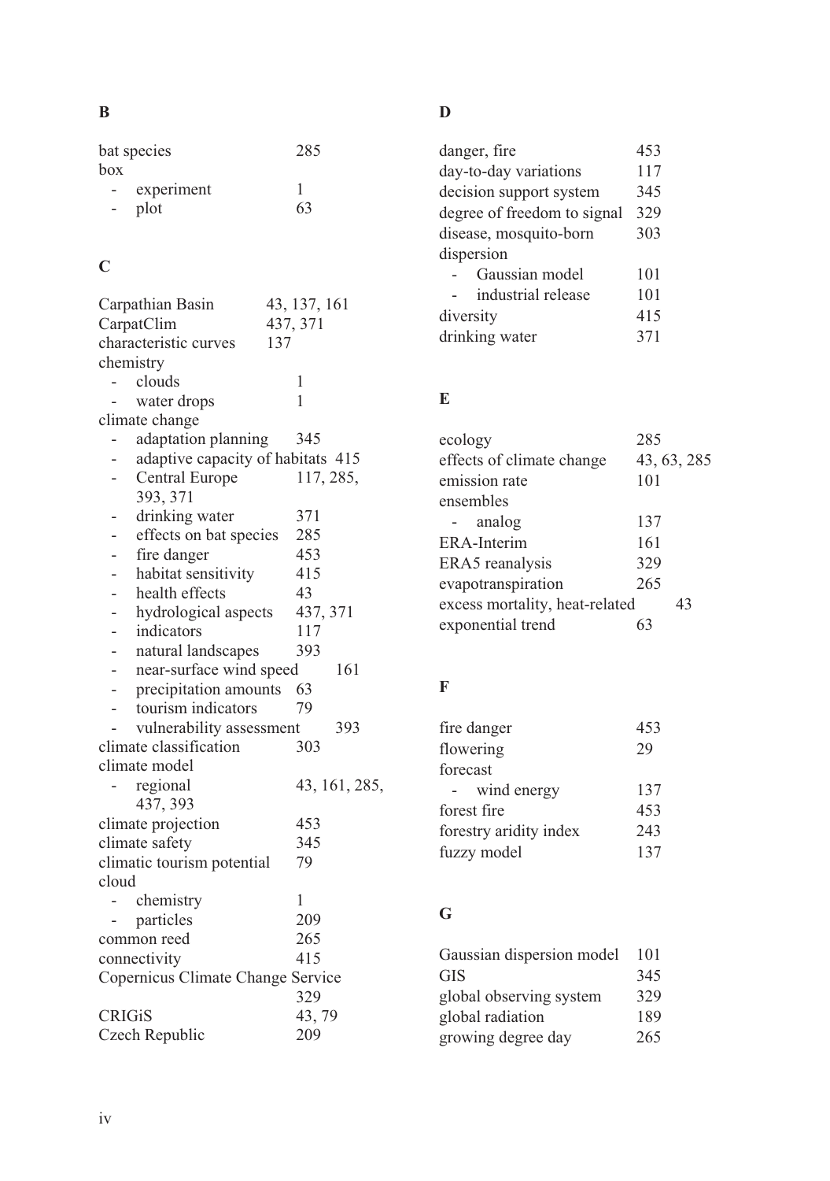## B

bat species 285
box
- experiment 1
- plot 63

## C

Carpathian Basin 43, 137, 161
CarpatClim 437, 371
characteristic curves 137
chemistry
- clouds 1
- water drops 1

climate change
- adaptation planning 345
- adaptive capacity of habitats 415
- Central Europe 117, 285, 393, 371
- drinking water 371
- effects on bat species 285
- fire danger 453
- habitat sensitivity 415
- health effects 43
- hydrological aspects 437, 371
- indicators 117
- natural landscapes 393
- near-surface wind speed 161
- precipitation amounts 63
- tourism indicators 79
- vulnerability assessment 393

climate classification 303
climate model
- regional 43, 161, 285, 437, 393

climate projection 453
climate safety 345
climatic tourism potential 79
cloud
- chemistry 1
- particles 209

common reed 265
connectivity 415
Copernicus Climate Change Service 329
CRIGiS 43, 79
Czech Republic 209

## D

danger, fire 453
day-to-day variations 117
decision support system 345
degree of freedom to signal 329
disease, mosquito-born 303
dispersion
- Gaussian model 101
- industrial release 101

diversity 415
drinking water 371

## E

ecology 285
effects of climate change 43, 63, 285
emission rate 101
ensembles
- analog 137

ERA-Interim 161
ERA5 reanalysis 329
evapotranspiration 265
excess mortality, heat-related 43
exponential trend 63

## F

fire danger 453
flowering 29
forecast
- wind energy 137

forest fire 453
forestry aridity index 243
fuzzy model 137

## G

Gaussian dispersion model 101
GIS 345
global observing system 329
global radiation 189
growing degree day 265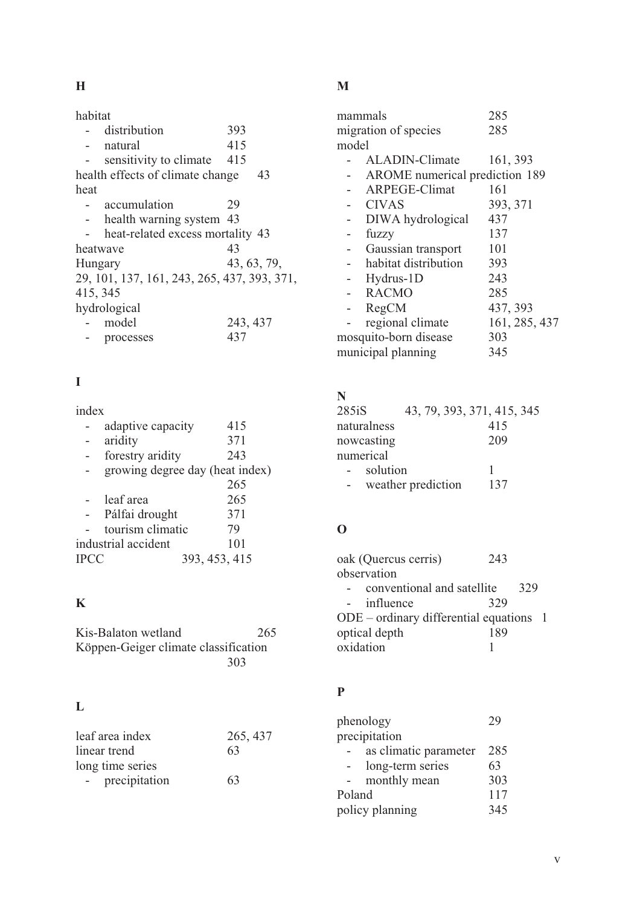## H

habitat
- distribution 393
- natural 415
- sensitivity to climate 415

health effects of climate change 43

heat
- accumulation 29
- health warning system 43
- heat-related excess mortality 43

heatwave 43

Hungary 43, 63, 79, 29, 101, 137, 161, 243, 265, 437, 393, 371, 415, 345

hydrological
- model 243, 437
- processes 437

## I

index
- adaptive capacity 415
- aridity 371
- forestry aridity 243
- growing degree day (heat index) 265
- leaf area 265
- Pálfai drought 371
- tourism climatic 79

industrial accident 101

IPCC 393, 453, 415

## K

Kis-Balaton wetland 265

Köppen-Geiger climate classification 303

## L

leaf area index 265, 437

linear trend 63

long time series
- precipitation 63

## M

mammals 285

migration of species 285

model
- ALADIN-Climate 161, 393
- AROME numerical prediction 189
- ARPEGE-Climat 161
- CIVAS 393, 371
- DIWA hydrological 437
- fuzzy 137
- Gaussian transport 101
- habitat distribution 393
- Hydrus-1D 243
- RACMO 285
- RegCM 437, 393
- regional climate 161, 285, 437

mosquito-born disease 303

municipal planning 345

## N

285iS 43, 79, 393, 371, 415, 345

naturalness 415

nowcasting 209

numerical
- solution 1
- weather prediction 137

## O

oak (Quercus cerris) 243

observation
- conventional and satellite 329
- influence 329

ODE – ordinary differential equations 1

optical depth 189

oxidation 1

## P

phenology 29

precipitation
- as climatic parameter 285
- long-term series 63
- monthly mean 303

Poland 117

policy planning 345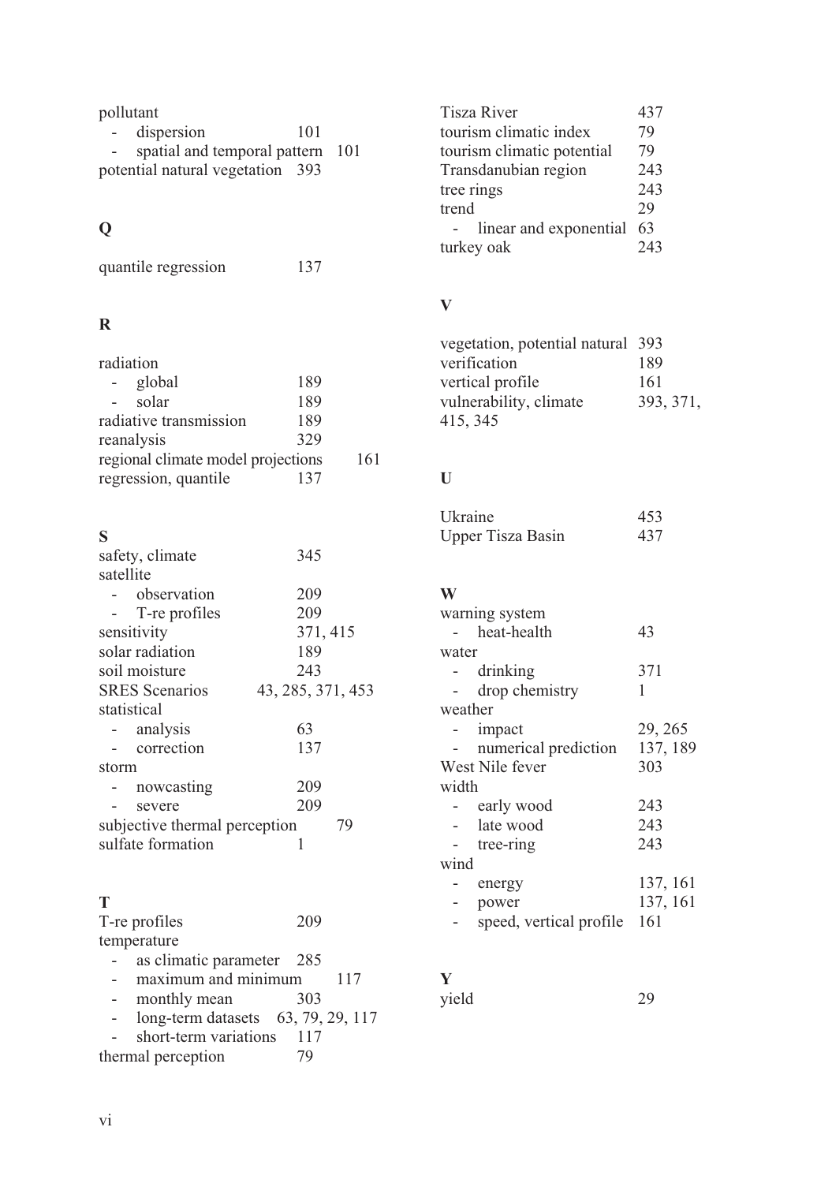pollutant
- dispersion 101
- spatial and temporal pattern 101

potential natural vegetation 393

## Q

quantile regression 137

## R

radiation
- global 189
- solar 189

radiative transmission 189
reanalysis 329
regional climate model projections 161
regression, quantile 137

## S

safety, climate 345
satellite
- observation 209
- T-re profiles 209

sensitivity 371, 415
solar radiation 189
soil moisture 243
SRES Scenarios 43, 285, 371, 453
statistical
- analysis 63
- correction 137

storm
- nowcasting 209
- severe 209

subjective thermal perception 79
sulfate formation 1

## T

T-re profiles 209
temperature
- as climatic parameter 285
- maximum and minimum 117
- monthly mean 303
- long-term datasets 63, 79, 29, 117
- short-term variations 117

thermal perception 79
Tisza River 437
tourism climatic index 79
tourism climatic potential 79
Transdanubian region 243
tree rings 243
trend 29
- linear and exponential 63

turkey oak 243

## V

vegetation, potential natural 393
verification 189
vertical profile 161
vulnerability, climate 393, 371, 415, 345

## U

Ukraine 453
Upper Tisza Basin 437

## W

warning system
- heat-health 43

water
- drinking 371
- drop chemistry 1

weather
- impact 29, 265
- numerical prediction 137, 189

West Nile fever 303
width
- early wood 243
- late wood 243
- tree-ring 243

wind
- energy 137, 161
- power 137, 161
- speed, vertical profile 161

## Y

yield 29